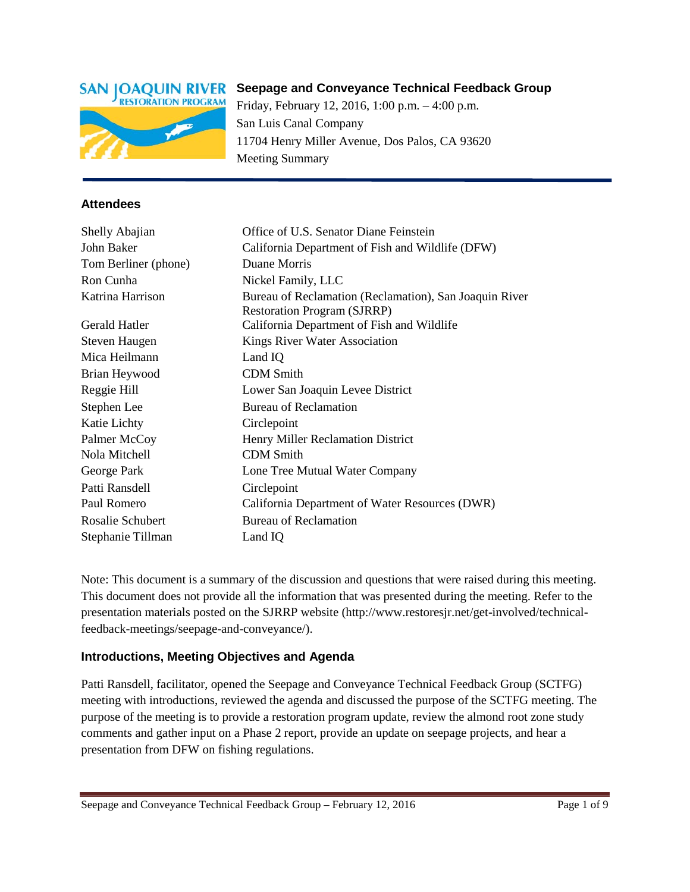# Seepage and Conveyance Technical Feedback Group

Friday, February 12, 2016, 1:00 p.m. – 4:00 p.m.
San Luis Canal Company
11704 Henry Miller Avenue, Dos Palos, CA 93620
Meeting Summary

## Attendees

| | |
|---|---|
| Shelly Abajian | Office of U.S. Senator Diane Feinstein |
| John Baker | California Department of Fish and Wildlife (DFW) |
| Tom Berliner (phone) | Duane Morris |
| Ron Cunha | Nickel Family, LLC |
| Katrina Harrison | Bureau of Reclamation (Reclamation), San Joaquin River Restoration Program (SJRRP) |
| Gerald Hatler | California Department of Fish and Wildlife |
| Steven Haugen | Kings River Water Association |
| Mica Heilmann | Land IQ |
| Brian Heywood | CDM Smith |
| Reggie Hill | Lower San Joaquin Levee District |
| Stephen Lee | Bureau of Reclamation |
| Katie Lichty | Circlepoint |
| Palmer McCoy | Henry Miller Reclamation District |
| Nola Mitchell | CDM Smith |
| George Park | Lone Tree Mutual Water Company |
| Patti Ransdell | Circlepoint |
| Paul Romero | California Department of Water Resources (DWR) |
| Rosalie Schubert | Bureau of Reclamation |
| Stephanie Tillman | Land IQ |

Note: This document is a summary of the discussion and questions that were raised during this meeting. This document does not provide all the information that was presented during the meeting. Refer to the presentation materials posted on the SJRRP website (http://www.restoresjr.net/get-involved/technical-feedback-meetings/seepage-and-conveyance/).

## Introductions, Meeting Objectives and Agenda

Patti Ransdell, facilitator, opened the Seepage and Conveyance Technical Feedback Group (SCTFG) meeting with introductions, reviewed the agenda and discussed the purpose of the SCTFG meeting. The purpose of the meeting is to provide a restoration program update, review the almond root zone study comments and gather input on a Phase 2 report, provide an update on seepage projects, and hear a presentation from DFW on fishing regulations.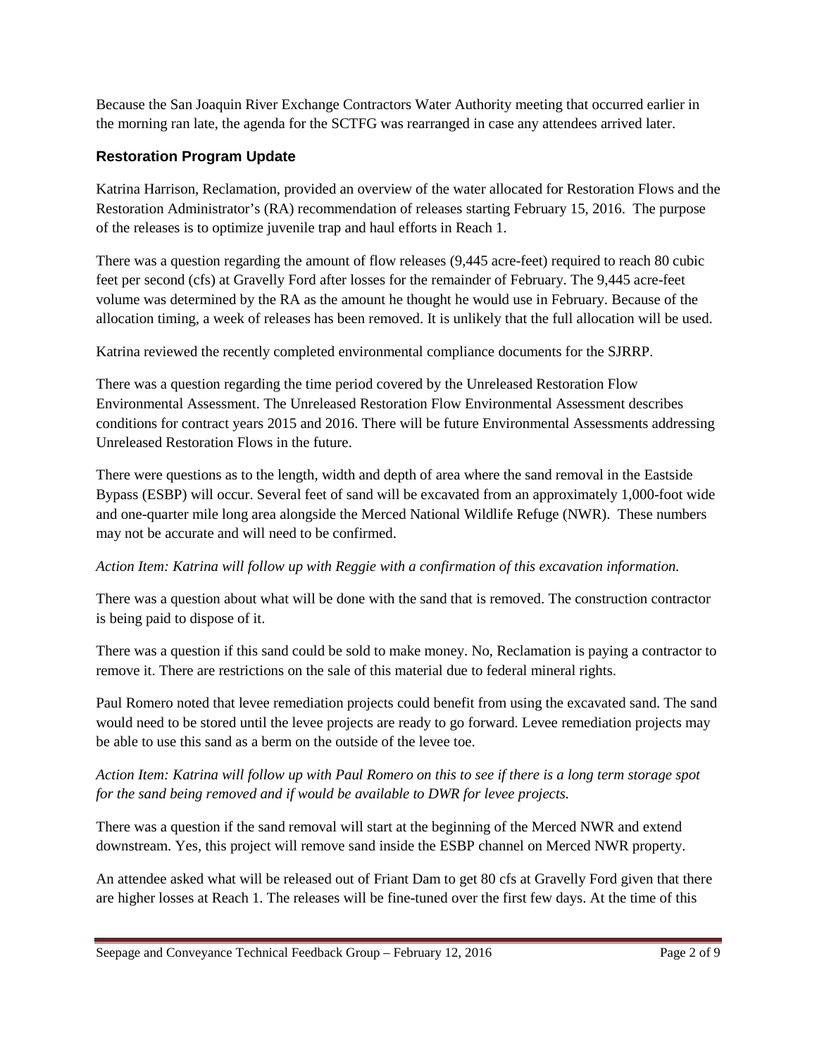Because the San Joaquin River Exchange Contractors Water Authority meeting that occurred earlier in the morning ran late, the agenda for the SCTFG was rearranged in case any attendees arrived later.

## Restoration Program Update

Katrina Harrison, Reclamation, provided an overview of the water allocated for Restoration Flows and the Restoration Administrator's (RA) recommendation of releases starting February 15, 2016. The purpose of the releases is to optimize juvenile trap and haul efforts in Reach 1.

There was a question regarding the amount of flow releases (9,445 acre-feet) required to reach 80 cubic feet per second (cfs) at Gravelly Ford after losses for the remainder of February. The 9,445 acre-feet volume was determined by the RA as the amount he thought he would use in February. Because of the allocation timing, a week of releases has been removed. It is unlikely that the full allocation will be used.

Katrina reviewed the recently completed environmental compliance documents for the SJRRP.

There was a question regarding the time period covered by the Unreleased Restoration Flow Environmental Assessment. The Unreleased Restoration Flow Environmental Assessment describes conditions for contract years 2015 and 2016. There will be future Environmental Assessments addressing Unreleased Restoration Flows in the future.

There were questions as to the length, width and depth of area where the sand removal in the Eastside Bypass (ESBP) will occur. Several feet of sand will be excavated from an approximately 1,000-foot wide and one-quarter mile long area alongside the Merced National Wildlife Refuge (NWR). These numbers may not be accurate and will need to be confirmed.

*Action Item: Katrina will follow up with Reggie with a confirmation of this excavation information.*

There was a question about what will be done with the sand that is removed. The construction contractor is being paid to dispose of it.

There was a question if this sand could be sold to make money. No, Reclamation is paying a contractor to remove it. There are restrictions on the sale of this material due to federal mineral rights.

Paul Romero noted that levee remediation projects could benefit from using the excavated sand. The sand would need to be stored until the levee projects are ready to go forward. Levee remediation projects may be able to use this sand as a berm on the outside of the levee toe.

*Action Item: Katrina will follow up with Paul Romero on this to see if there is a long term storage spot for the sand being removed and if would be available to DWR for levee projects.*

There was a question if the sand removal will start at the beginning of the Merced NWR and extend downstream. Yes, this project will remove sand inside the ESBP channel on Merced NWR property.

An attendee asked what will be released out of Friant Dam to get 80 cfs at Gravelly Ford given that there are higher losses at Reach 1. The releases will be fine-tuned over the first few days. At the time of this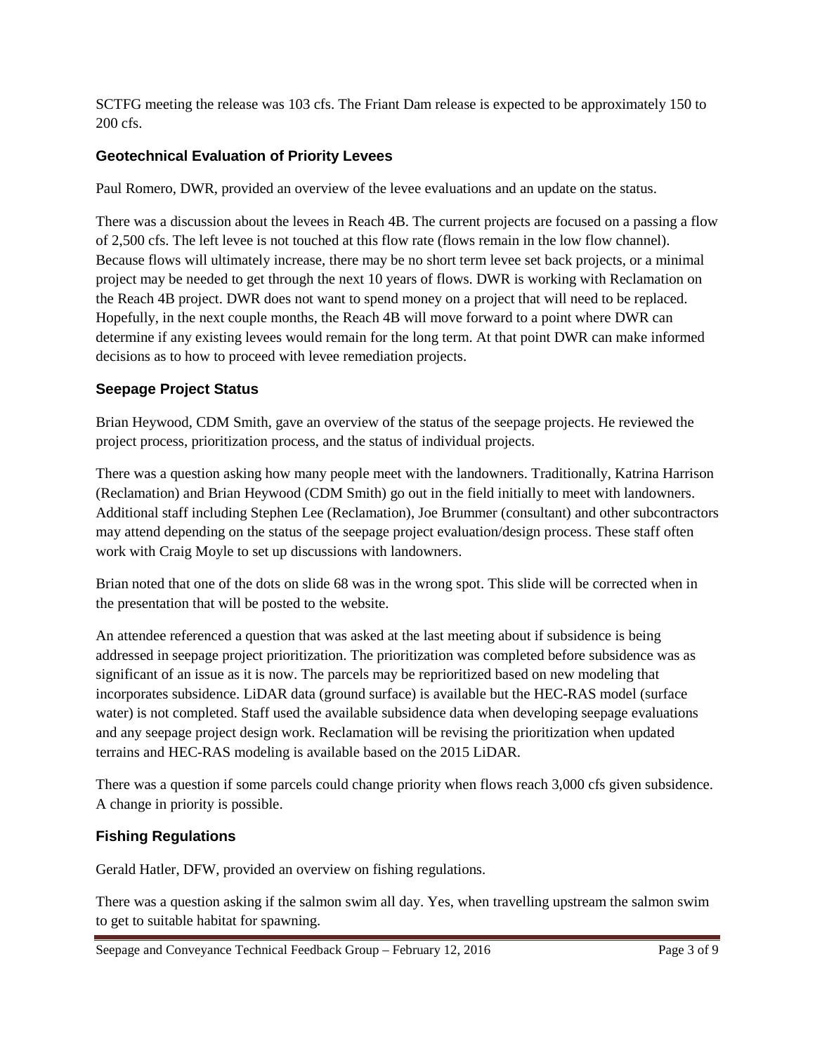SCTFG meeting the release was 103 cfs. The Friant Dam release is expected to be approximately 150 to 200 cfs.

### Geotechnical Evaluation of Priority Levees

Paul Romero, DWR, provided an overview of the levee evaluations and an update on the status.

There was a discussion about the levees in Reach 4B. The current projects are focused on a passing a flow of 2,500 cfs. The left levee is not touched at this flow rate (flows remain in the low flow channel). Because flows will ultimately increase, there may be no short term levee set back projects, or a minimal project may be needed to get through the next 10 years of flows. DWR is working with Reclamation on the Reach 4B project. DWR does not want to spend money on a project that will need to be replaced. Hopefully, in the next couple months, the Reach 4B will move forward to a point where DWR can determine if any existing levees would remain for the long term. At that point DWR can make informed decisions as to how to proceed with levee remediation projects.

### Seepage Project Status

Brian Heywood, CDM Smith, gave an overview of the status of the seepage projects. He reviewed the project process, prioritization process, and the status of individual projects.

There was a question asking how many people meet with the landowners. Traditionally, Katrina Harrison (Reclamation) and Brian Heywood (CDM Smith) go out in the field initially to meet with landowners. Additional staff including Stephen Lee (Reclamation), Joe Brummer (consultant) and other subcontractors may attend depending on the status of the seepage project evaluation/design process. These staff often work with Craig Moyle to set up discussions with landowners.

Brian noted that one of the dots on slide 68 was in the wrong spot. This slide will be corrected when in the presentation that will be posted to the website.

An attendee referenced a question that was asked at the last meeting about if subsidence is being addressed in seepage project prioritization. The prioritization was completed before subsidence was as significant of an issue as it is now. The parcels may be reprioritized based on new modeling that incorporates subsidence. LiDAR data (ground surface) is available but the HEC-RAS model (surface water) is not completed. Staff used the available subsidence data when developing seepage evaluations and any seepage project design work. Reclamation will be revising the prioritization when updated terrains and HEC-RAS modeling is available based on the 2015 LiDAR.

There was a question if some parcels could change priority when flows reach 3,000 cfs given subsidence. A change in priority is possible.

### Fishing Regulations

Gerald Hatler, DFW, provided an overview on fishing regulations.

There was a question asking if the salmon swim all day. Yes, when travelling upstream the salmon swim to get to suitable habitat for spawning.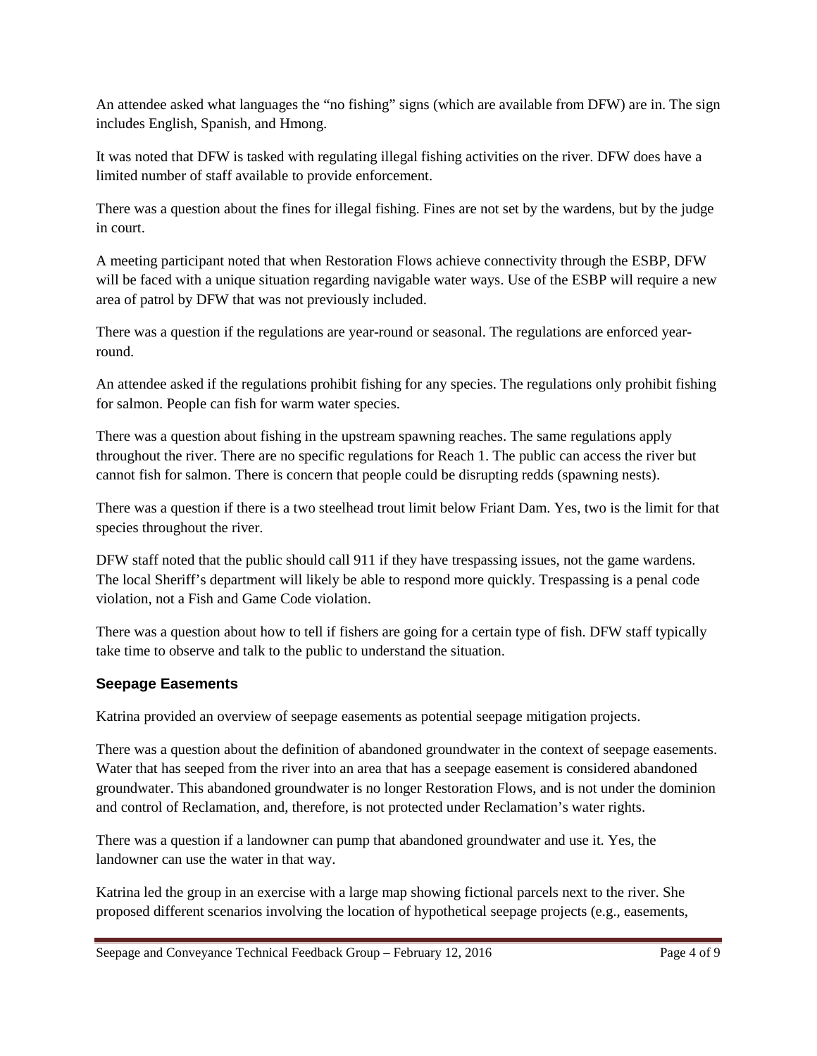An attendee asked what languages the "no fishing" signs (which are available from DFW) are in. The sign includes English, Spanish, and Hmong.

It was noted that DFW is tasked with regulating illegal fishing activities on the river. DFW does have a limited number of staff available to provide enforcement.

There was a question about the fines for illegal fishing. Fines are not set by the wardens, but by the judge in court.

A meeting participant noted that when Restoration Flows achieve connectivity through the ESBP, DFW will be faced with a unique situation regarding navigable water ways. Use of the ESBP will require a new area of patrol by DFW that was not previously included.

There was a question if the regulations are year-round or seasonal. The regulations are enforced year-round.

An attendee asked if the regulations prohibit fishing for any species. The regulations only prohibit fishing for salmon. People can fish for warm water species.

There was a question about fishing in the upstream spawning reaches. The same regulations apply throughout the river. There are no specific regulations for Reach 1. The public can access the river but cannot fish for salmon. There is concern that people could be disrupting redds (spawning nests).

There was a question if there is a two steelhead trout limit below Friant Dam. Yes, two is the limit for that species throughout the river.

DFW staff noted that the public should call 911 if they have trespassing issues, not the game wardens. The local Sheriff's department will likely be able to respond more quickly. Trespassing is a penal code violation, not a Fish and Game Code violation.

There was a question about how to tell if fishers are going for a certain type of fish. DFW staff typically take time to observe and talk to the public to understand the situation.

### Seepage Easements

Katrina provided an overview of seepage easements as potential seepage mitigation projects.

There was a question about the definition of abandoned groundwater in the context of seepage easements. Water that has seeped from the river into an area that has a seepage easement is considered abandoned groundwater. This abandoned groundwater is no longer Restoration Flows, and is not under the dominion and control of Reclamation, and, therefore, is not protected under Reclamation's water rights.

There was a question if a landowner can pump that abandoned groundwater and use it. Yes, the landowner can use the water in that way.

Katrina led the group in an exercise with a large map showing fictional parcels next to the river. She proposed different scenarios involving the location of hypothetical seepage projects (e.g., easements,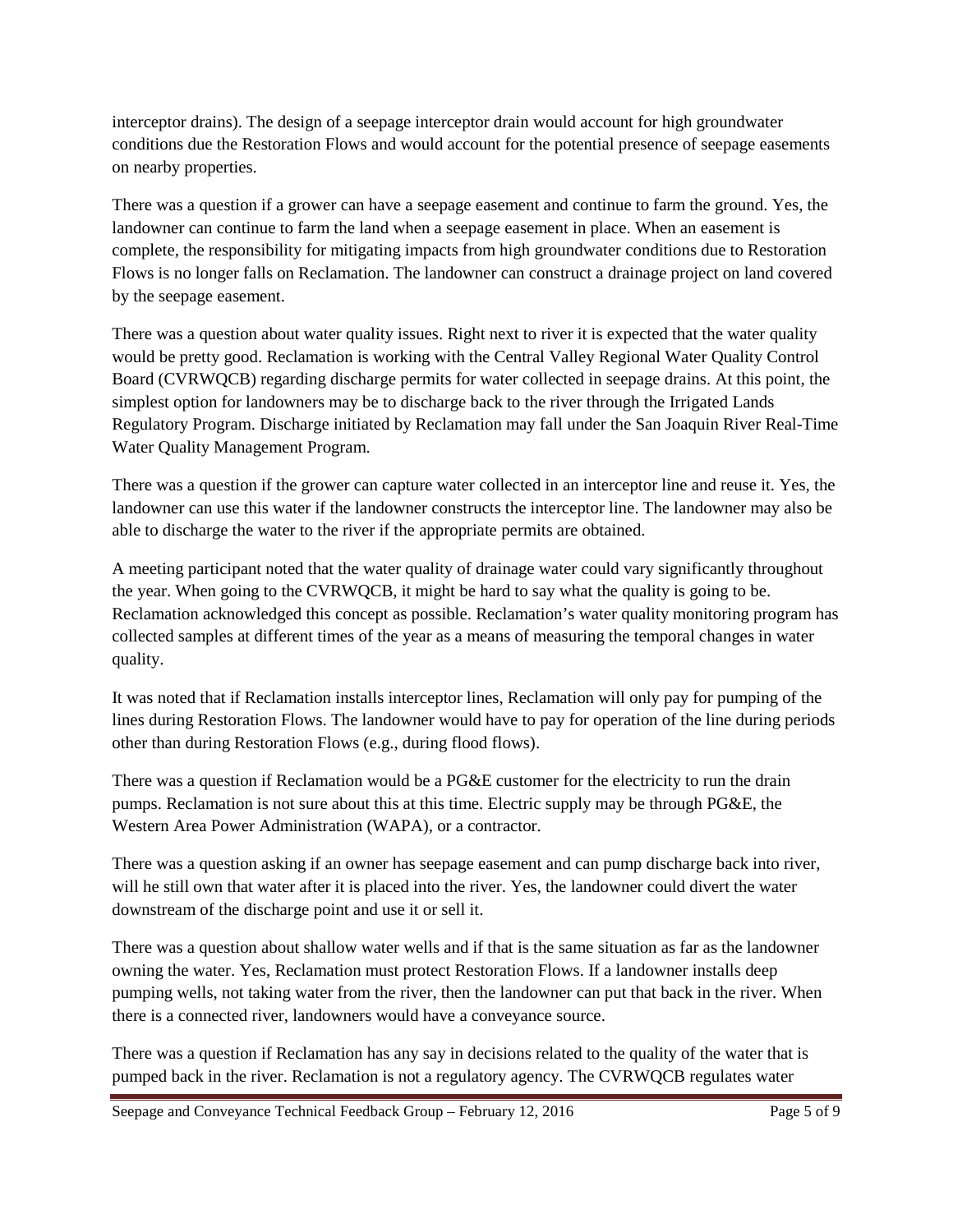interceptor drains). The design of a seepage interceptor drain would account for high groundwater conditions due the Restoration Flows and would account for the potential presence of seepage easements on nearby properties.

There was a question if a grower can have a seepage easement and continue to farm the ground. Yes, the landowner can continue to farm the land when a seepage easement in place. When an easement is complete, the responsibility for mitigating impacts from high groundwater conditions due to Restoration Flows is no longer falls on Reclamation. The landowner can construct a drainage project on land covered by the seepage easement.

There was a question about water quality issues. Right next to river it is expected that the water quality would be pretty good. Reclamation is working with the Central Valley Regional Water Quality Control Board (CVRWQCB) regarding discharge permits for water collected in seepage drains. At this point, the simplest option for landowners may be to discharge back to the river through the Irrigated Lands Regulatory Program. Discharge initiated by Reclamation may fall under the San Joaquin River Real-Time Water Quality Management Program.

There was a question if the grower can capture water collected in an interceptor line and reuse it. Yes, the landowner can use this water if the landowner constructs the interceptor line. The landowner may also be able to discharge the water to the river if the appropriate permits are obtained.

A meeting participant noted that the water quality of drainage water could vary significantly throughout the year. When going to the CVRWQCB, it might be hard to say what the quality is going to be. Reclamation acknowledged this concept as possible. Reclamation's water quality monitoring program has collected samples at different times of the year as a means of measuring the temporal changes in water quality.

It was noted that if Reclamation installs interceptor lines, Reclamation will only pay for pumping of the lines during Restoration Flows. The landowner would have to pay for operation of the line during periods other than during Restoration Flows (e.g., during flood flows).

There was a question if Reclamation would be a PG&E customer for the electricity to run the drain pumps. Reclamation is not sure about this at this time. Electric supply may be through PG&E, the Western Area Power Administration (WAPA), or a contractor.

There was a question asking if an owner has seepage easement and can pump discharge back into river, will he still own that water after it is placed into the river. Yes, the landowner could divert the water downstream of the discharge point and use it or sell it.

There was a question about shallow water wells and if that is the same situation as far as the landowner owning the water. Yes, Reclamation must protect Restoration Flows. If a landowner installs deep pumping wells, not taking water from the river, then the landowner can put that back in the river. When there is a connected river, landowners would have a conveyance source.

There was a question if Reclamation has any say in decisions related to the quality of the water that is pumped back in the river. Reclamation is not a regulatory agency. The CVRWQCB regulates water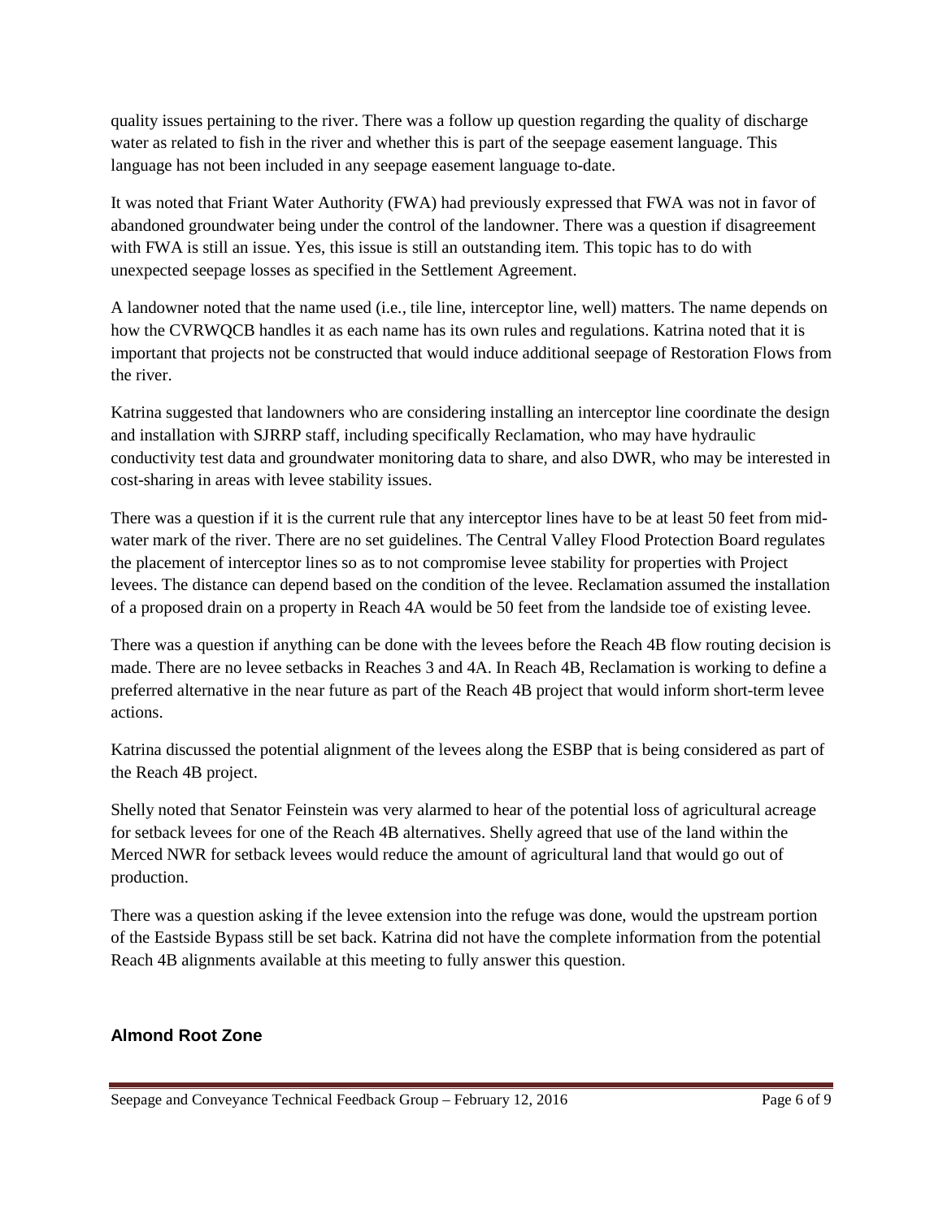quality issues pertaining to the river. There was a follow up question regarding the quality of discharge water as related to fish in the river and whether this is part of the seepage easement language. This language has not been included in any seepage easement language to-date.

It was noted that Friant Water Authority (FWA) had previously expressed that FWA was not in favor of abandoned groundwater being under the control of the landowner. There was a question if disagreement with FWA is still an issue. Yes, this issue is still an outstanding item. This topic has to do with unexpected seepage losses as specified in the Settlement Agreement.

A landowner noted that the name used (i.e., tile line, interceptor line, well) matters. The name depends on how the CVRWQCB handles it as each name has its own rules and regulations. Katrina noted that it is important that projects not be constructed that would induce additional seepage of Restoration Flows from the river.

Katrina suggested that landowners who are considering installing an interceptor line coordinate the design and installation with SJRRP staff, including specifically Reclamation, who may have hydraulic conductivity test data and groundwater monitoring data to share, and also DWR, who may be interested in cost-sharing in areas with levee stability issues.

There was a question if it is the current rule that any interceptor lines have to be at least 50 feet from mid-water mark of the river. There are no set guidelines. The Central Valley Flood Protection Board regulates the placement of interceptor lines so as to not compromise levee stability for properties with Project levees. The distance can depend based on the condition of the levee. Reclamation assumed the installation of a proposed drain on a property in Reach 4A would be 50 feet from the landside toe of existing levee.

There was a question if anything can be done with the levees before the Reach 4B flow routing decision is made. There are no levee setbacks in Reaches 3 and 4A. In Reach 4B, Reclamation is working to define a preferred alternative in the near future as part of the Reach 4B project that would inform short-term levee actions.

Katrina discussed the potential alignment of the levees along the ESBP that is being considered as part of the Reach 4B project.

Shelly noted that Senator Feinstein was very alarmed to hear of the potential loss of agricultural acreage for setback levees for one of the Reach 4B alternatives. Shelly agreed that use of the land within the Merced NWR for setback levees would reduce the amount of agricultural land that would go out of production.

There was a question asking if the levee extension into the refuge was done, would the upstream portion of the Eastside Bypass still be set back. Katrina did not have the complete information from the potential Reach 4B alignments available at this meeting to fully answer this question.

## Almond Root Zone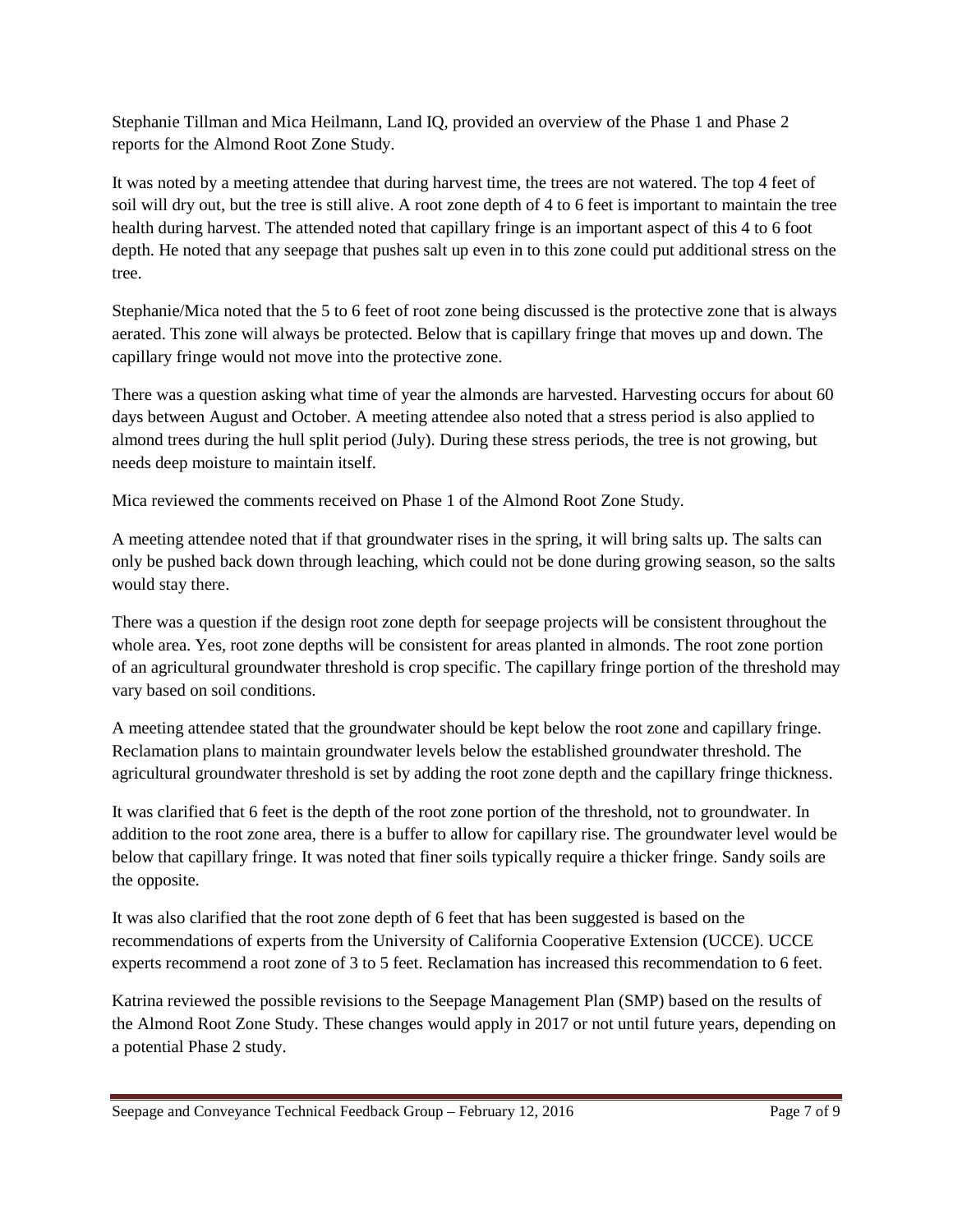Stephanie Tillman and Mica Heilmann, Land IQ, provided an overview of the Phase 1 and Phase 2 reports for the Almond Root Zone Study.

It was noted by a meeting attendee that during harvest time, the trees are not watered. The top 4 feet of soil will dry out, but the tree is still alive. A root zone depth of 4 to 6 feet is important to maintain the tree health during harvest. The attended noted that capillary fringe is an important aspect of this 4 to 6 foot depth. He noted that any seepage that pushes salt up even in to this zone could put additional stress on the tree.

Stephanie/Mica noted that the 5 to 6 feet of root zone being discussed is the protective zone that is always aerated. This zone will always be protected. Below that is capillary fringe that moves up and down. The capillary fringe would not move into the protective zone.

There was a question asking what time of year the almonds are harvested. Harvesting occurs for about 60 days between August and October. A meeting attendee also noted that a stress period is also applied to almond trees during the hull split period (July). During these stress periods, the tree is not growing, but needs deep moisture to maintain itself.

Mica reviewed the comments received on Phase 1 of the Almond Root Zone Study.

A meeting attendee noted that if that groundwater rises in the spring, it will bring salts up. The salts can only be pushed back down through leaching, which could not be done during growing season, so the salts would stay there.

There was a question if the design root zone depth for seepage projects will be consistent throughout the whole area. Yes, root zone depths will be consistent for areas planted in almonds. The root zone portion of an agricultural groundwater threshold is crop specific. The capillary fringe portion of the threshold may vary based on soil conditions.

A meeting attendee stated that the groundwater should be kept below the root zone and capillary fringe. Reclamation plans to maintain groundwater levels below the established groundwater threshold. The agricultural groundwater threshold is set by adding the root zone depth and the capillary fringe thickness.

It was clarified that 6 feet is the depth of the root zone portion of the threshold, not to groundwater. In addition to the root zone area, there is a buffer to allow for capillary rise. The groundwater level would be below that capillary fringe. It was noted that finer soils typically require a thicker fringe. Sandy soils are the opposite.

It was also clarified that the root zone depth of 6 feet that has been suggested is based on the recommendations of experts from the University of California Cooperative Extension (UCCE). UCCE experts recommend a root zone of 3 to 5 feet. Reclamation has increased this recommendation to 6 feet.

Katrina reviewed the possible revisions to the Seepage Management Plan (SMP) based on the results of the Almond Root Zone Study. These changes would apply in 2017 or not until future years, depending on a potential Phase 2 study.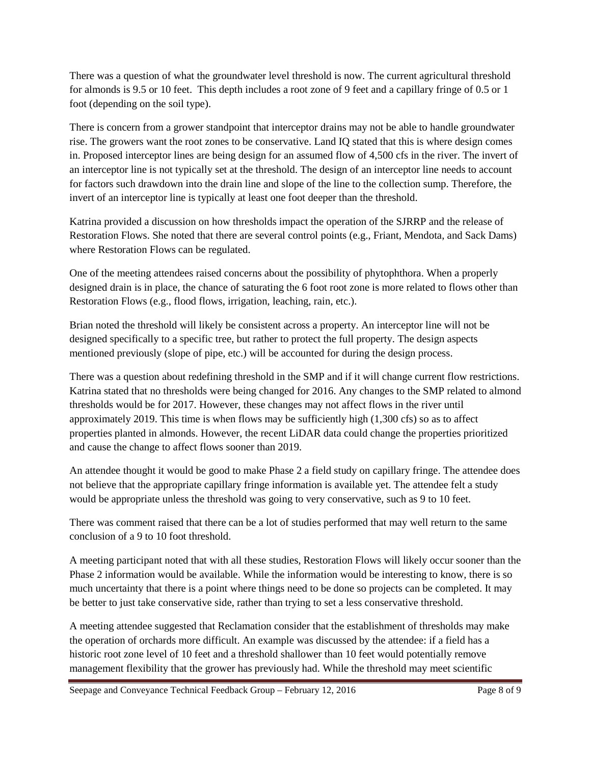There was a question of what the groundwater level threshold is now. The current agricultural threshold for almonds is 9.5 or 10 feet. This depth includes a root zone of 9 feet and a capillary fringe of 0.5 or 1 foot (depending on the soil type).

There is concern from a grower standpoint that interceptor drains may not be able to handle groundwater rise. The growers want the root zones to be conservative. Land IQ stated that this is where design comes in. Proposed interceptor lines are being design for an assumed flow of 4,500 cfs in the river. The invert of an interceptor line is not typically set at the threshold. The design of an interceptor line needs to account for factors such drawdown into the drain line and slope of the line to the collection sump. Therefore, the invert of an interceptor line is typically at least one foot deeper than the threshold.

Katrina provided a discussion on how thresholds impact the operation of the SJRRP and the release of Restoration Flows. She noted that there are several control points (e.g., Friant, Mendota, and Sack Dams) where Restoration Flows can be regulated.

One of the meeting attendees raised concerns about the possibility of phytophthora. When a properly designed drain is in place, the chance of saturating the 6 foot root zone is more related to flows other than Restoration Flows (e.g., flood flows, irrigation, leaching, rain, etc.).

Brian noted the threshold will likely be consistent across a property. An interceptor line will not be designed specifically to a specific tree, but rather to protect the full property. The design aspects mentioned previously (slope of pipe, etc.) will be accounted for during the design process.

There was a question about redefining threshold in the SMP and if it will change current flow restrictions. Katrina stated that no thresholds were being changed for 2016. Any changes to the SMP related to almond thresholds would be for 2017. However, these changes may not affect flows in the river until approximately 2019. This time is when flows may be sufficiently high (1,300 cfs) so as to affect properties planted in almonds. However, the recent LiDAR data could change the properties prioritized and cause the change to affect flows sooner than 2019.

An attendee thought it would be good to make Phase 2 a field study on capillary fringe. The attendee does not believe that the appropriate capillary fringe information is available yet. The attendee felt a study would be appropriate unless the threshold was going to very conservative, such as 9 to 10 feet.

There was comment raised that there can be a lot of studies performed that may well return to the same conclusion of a 9 to 10 foot threshold.

A meeting participant noted that with all these studies, Restoration Flows will likely occur sooner than the Phase 2 information would be available. While the information would be interesting to know, there is so much uncertainty that there is a point where things need to be done so projects can be completed. It may be better to just take conservative side, rather than trying to set a less conservative threshold.

A meeting attendee suggested that Reclamation consider that the establishment of thresholds may make the operation of orchards more difficult. An example was discussed by the attendee: if a field has a historic root zone level of 10 feet and a threshold shallower than 10 feet would potentially remove management flexibility that the grower has previously had. While the threshold may meet scientific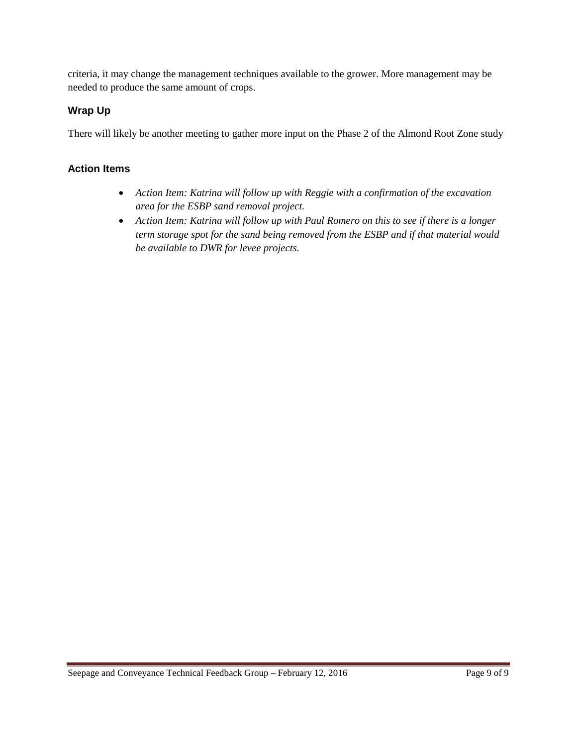criteria, it may change the management techniques available to the grower. More management may be needed to produce the same amount of crops.

### Wrap Up

There will likely be another meeting to gather more input on the Phase 2 of the Almond Root Zone study

### Action Items

- *Action Item: Katrina will follow up with Reggie with a confirmation of the excavation area for the ESBP sand removal project.*
- *Action Item: Katrina will follow up with Paul Romero on this to see if there is a longer term storage spot for the sand being removed from the ESBP and if that material would be available to DWR for levee projects.*